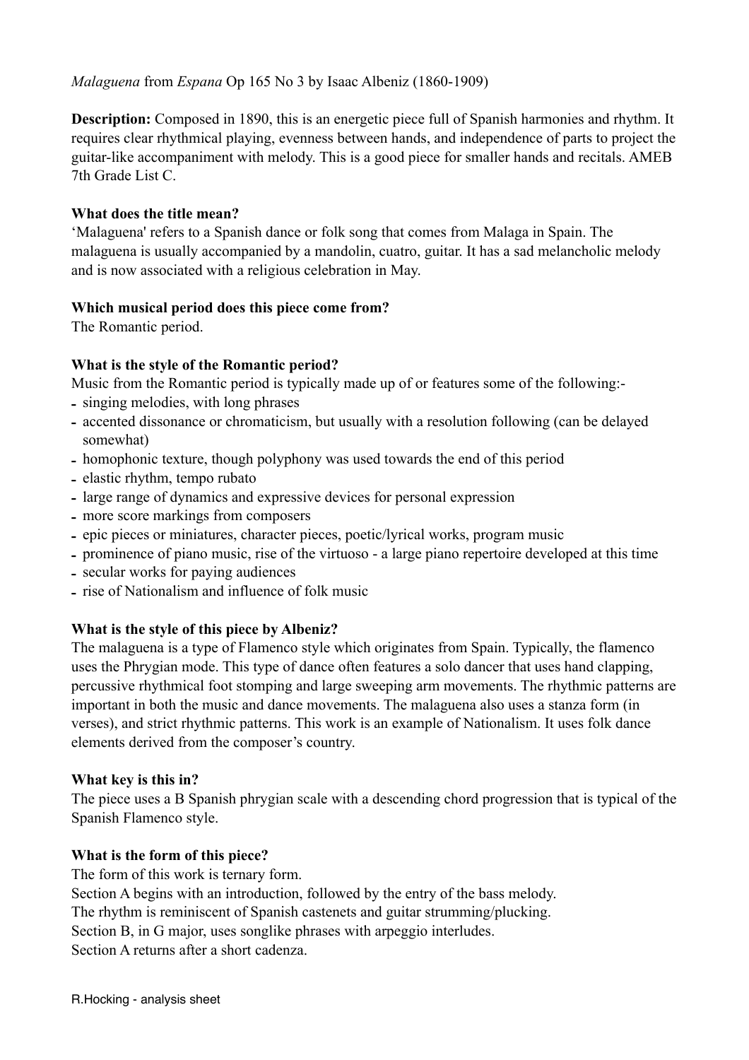*Malaguena* from *Espana* Op 165 No 3 by Isaac Albeniz (1860-1909)

**Description:** Composed in 1890, this is an energetic piece full of Spanish harmonies and rhythm. It requires clear rhythmical playing, evenness between hands, and independence of parts to project the guitar-like accompaniment with melody. This is a good piece for smaller hands and recitals. AMEB 7th Grade List C.

**What does the title mean?**

'Malaguena' refers to a Spanish dance or folk song that comes from Malaga in Spain. The malaguena is usually accompanied by a mandolin, cuatro, guitar. It has a sad melancholic melody and is now associated with a religious celebration in May.

**Which musical period does this piece come from?**

The Romantic period.

**What is the style of the Romantic period?**

Music from the Romantic period is typically made up of or features some of the following:-

- singing melodies, with long phrases
- accented dissonance or chromaticism, but usually with a resolution following (can be delayed somewhat)
- homophonic texture, though polyphony was used towards the end of this period
- elastic rhythm, tempo rubato
- large range of dynamics and expressive devices for personal expression
- more score markings from composers
- epic pieces or miniatures, character pieces, poetic/lyrical works, program music
- prominence of piano music, rise of the virtuoso - a large piano repertoire developed at this time
- secular works for paying audiences
- rise of Nationalism and influence of folk music

**What is the style of this piece by Albeniz?**

The malaguena is a type of Flamenco style which originates from Spain. Typically, the flamenco uses the Phrygian mode. This type of dance often features a solo dancer that uses hand clapping, percussive rhythmical foot stomping and large sweeping arm movements. The rhythmic patterns are important in both the music and dance movements. The malaguena also uses a stanza form (in verses), and strict rhythmic patterns. This work is an example of Nationalism. It uses folk dance elements derived from the composer's country.

**What key is this in?**

The piece uses a B Spanish phrygian scale with a descending chord progression that is typical of the Spanish Flamenco style.

**What is the form of this piece?**

The form of this work is ternary form.
Section A begins with an introduction, followed by the entry of the bass melody.
The rhythm is reminiscent of Spanish castenets and guitar strumming/plucking.
Section B, in G major, uses songlike phrases with arpeggio interludes.
Section A returns after a short cadenza.

R.Hocking - analysis sheet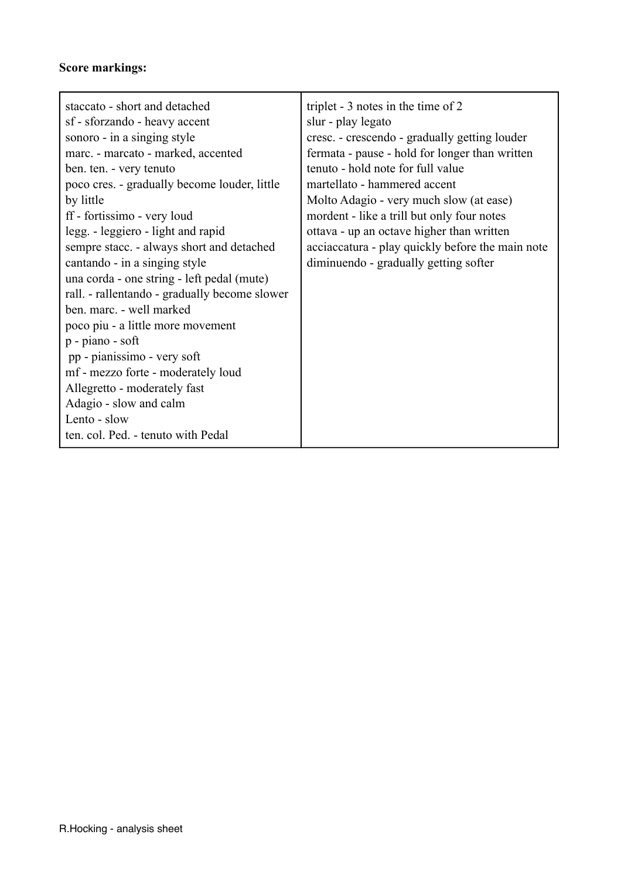**Score markings:**

| | |
|---|---|
| staccato - short and detached<br>sf - sforzando - heavy accent<br>sonoro - in a singing style<br>marc. - marcato - marked, accented<br>ben. ten. - very tenuto<br>poco cres. - gradually become louder, little by little<br>ff - fortissimo - very loud<br>legg. - leggiero - light and rapid<br>sempre stacc. - always short and detached<br>cantando - in a singing style<br>una corda - one string - left pedal (mute)<br>rall. - rallentando - gradually become slower<br>ben. marc. - well marked<br>poco piu - a little more movement<br>p - piano - soft<br>pp - pianissimo - very soft<br>mf - mezzo forte - moderately loud<br>Allegretto - moderately fast<br>Adagio - slow and calm<br>Lento - slow<br>ten. col. Ped. - tenuto with Pedal | triplet - 3 notes in the time of 2<br>slur - play legato<br>cresc. - crescendo - gradually getting louder<br>fermata - pause - hold for longer than written<br>tenuto - hold note for full value<br>martellato - hammered accent<br>Molto Adagio - very much slow (at ease)<br>mordent - like a trill but only four notes<br>ottava - up an octave higher than written<br>acciaccatura - play quickly before the main note<br>diminuendo - gradually getting softer |